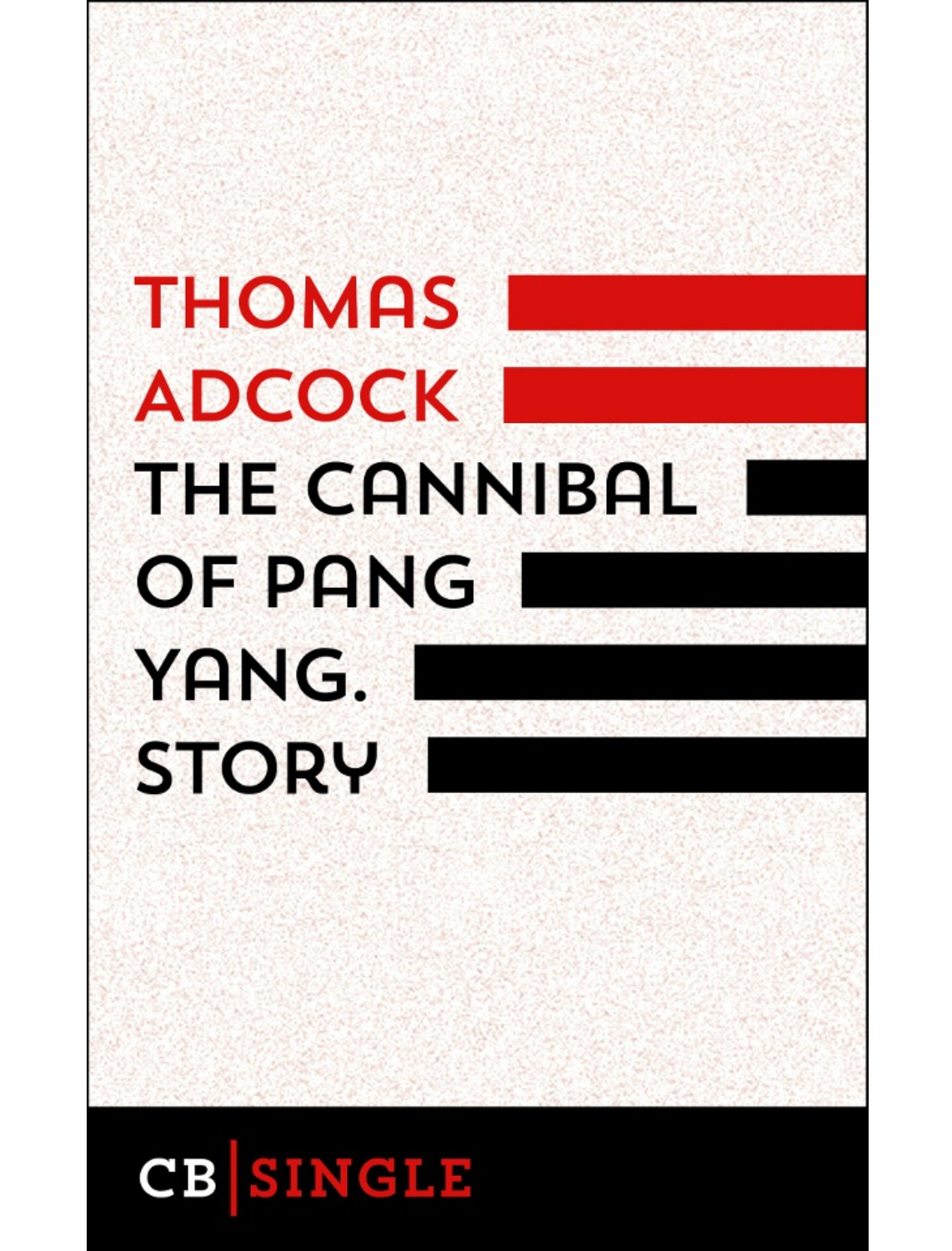# THOMAS ADCOCK

# THE CANNIBAL OF PANG YANG. STORY

CB | SINGLE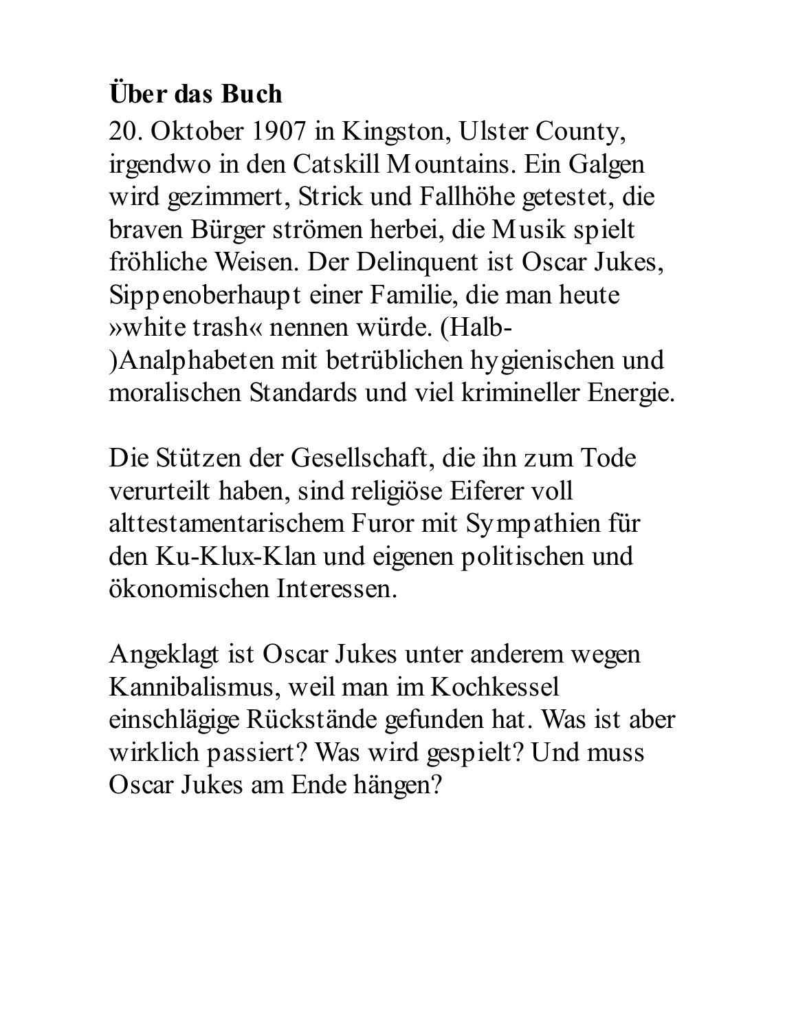**Über das Buch**

20. Oktober 1907 in Kingston, Ulster County, irgendwo in den Catskill Mountains. Ein Galgen wird gezimmert, Strick und Fallhöhe getestet, die braven Bürger strömen herbei, die Musik spielt fröhliche Weisen. Der Delinquent ist Oscar Jukes, Sippenoberhaupt einer Familie, die man heute »white trash« nennen würde. (Halb-)Analphabeten mit betrüblichen hygienischen und moralischen Standards und viel krimineller Energie.

Die Stützen der Gesellschaft, die ihn zum Tode verurteilt haben, sind religiöse Eiferer voll alttestamentarischem Furor mit Sympathien für den Ku-Klux-Klan und eigenen politischen und ökonomischen Interessen.

Angeklagt ist Oscar Jukes unter anderem wegen Kannibalismus, weil man im Kochkessel einschlägige Rückstände gefunden hat. Was ist aber wirklich passiert? Was wird gespielt? Und muss Oscar Jukes am Ende hängen?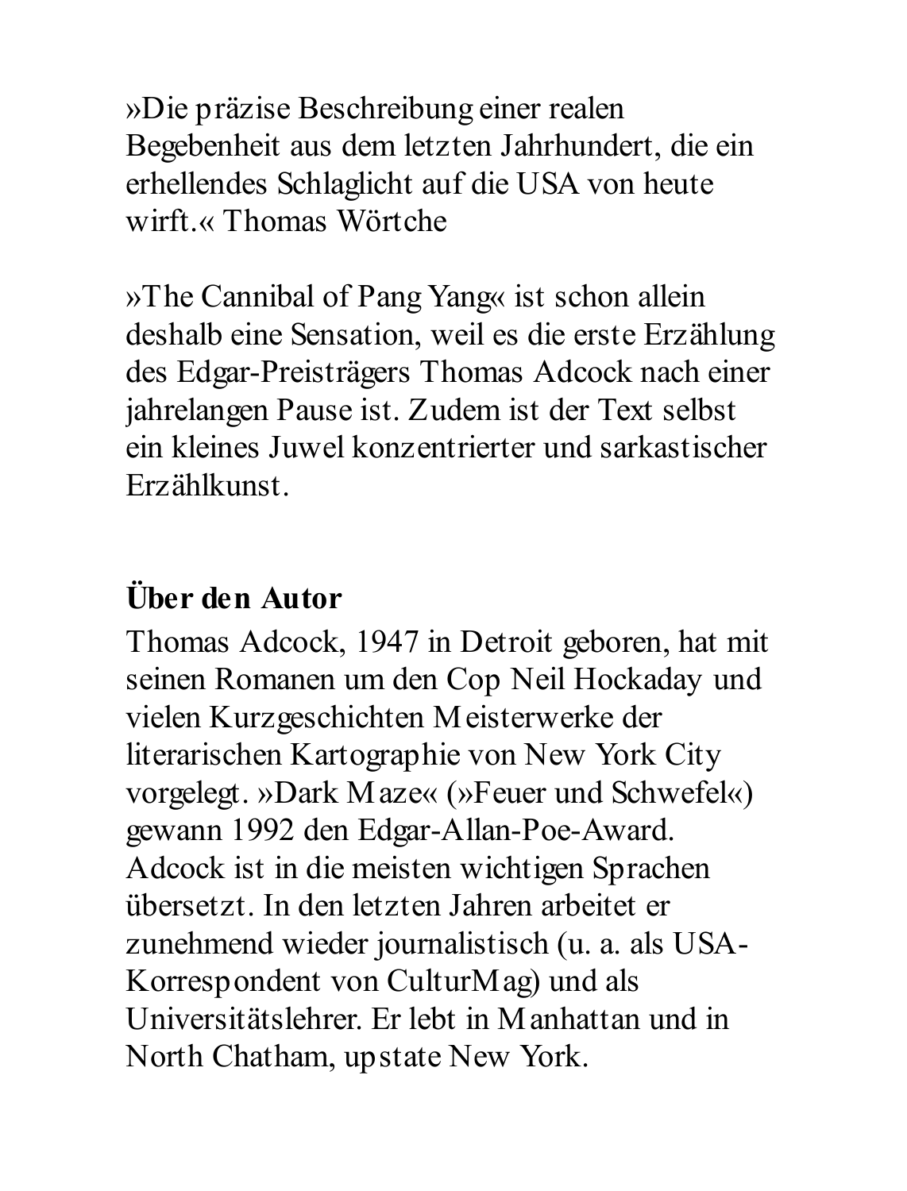»Die präzise Beschreibung einer realen Begebenheit aus dem letzten Jahrhundert, die ein erhellendes Schlaglicht auf die USA von heute wirft.« Thomas Wörtche

»The Cannibal of Pang Yang« ist schon allein deshalb eine Sensation, weil es die erste Erzählung des Edgar-Preisträgers Thomas Adcock nach einer jahrelangen Pause ist. Zudem ist der Text selbst ein kleines Juwel konzentrierter und sarkastischer Erzählkunst.

**Über den Autor**

Thomas Adcock, 1947 in Detroit geboren, hat mit seinen Romanen um den Cop Neil Hockaday und vielen Kurzgeschichten Meisterwerke der literarischen Kartographie von New York City vorgelegt. »Dark Maze« (»Feuer und Schwefel«) gewann 1992 den Edgar-Allan-Poe-Award. Adcock ist in die meisten wichtigen Sprachen übersetzt. In den letzten Jahren arbeitet er zunehmend wieder journalistisch (u. a. als USA-Korrespondent von CulturMag) und als Universitätslehrer. Er lebt in Manhattan und in North Chatham, upstate New York.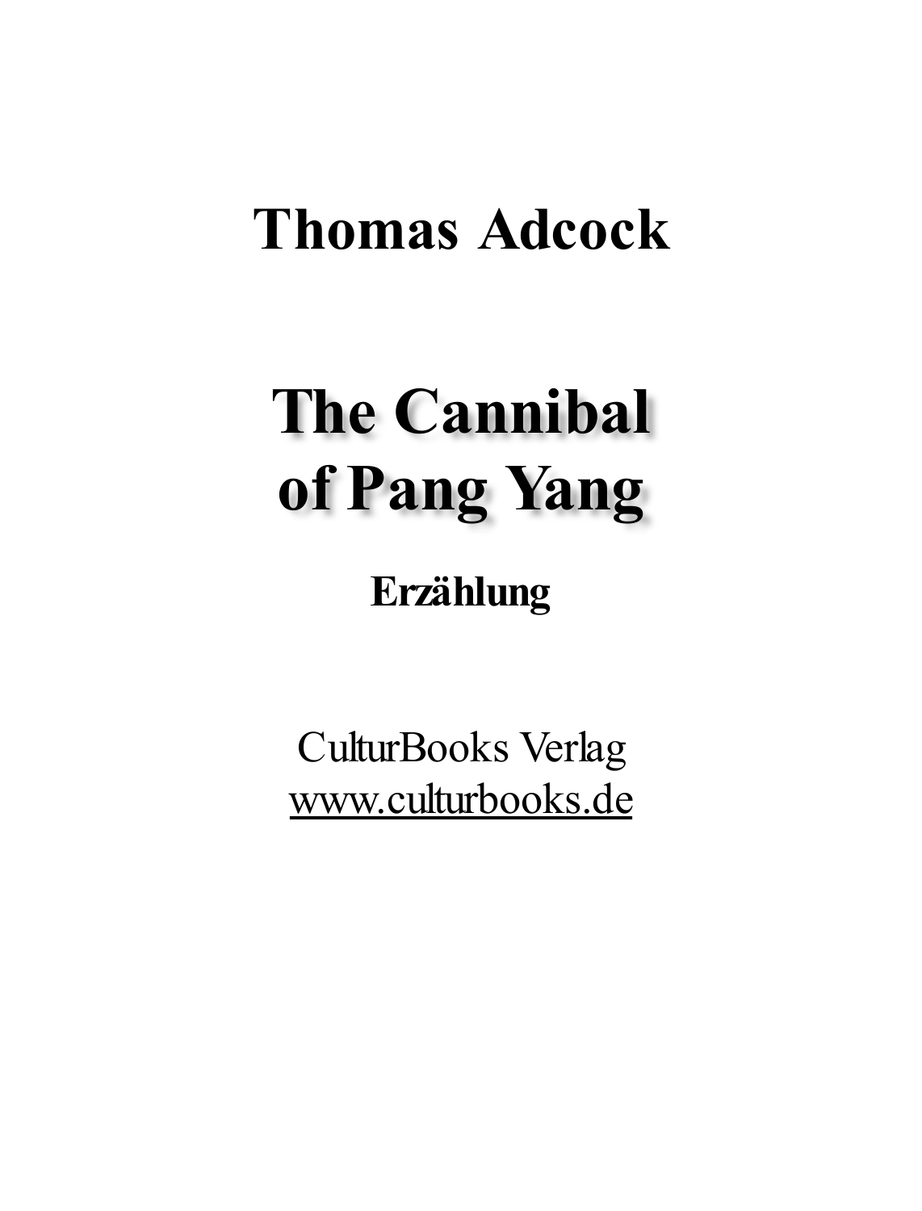**Thomas Adcock**

# The Cannibal of Pang Yang

**Erzählung**

CulturBooks Verlag
www.culturbooks.de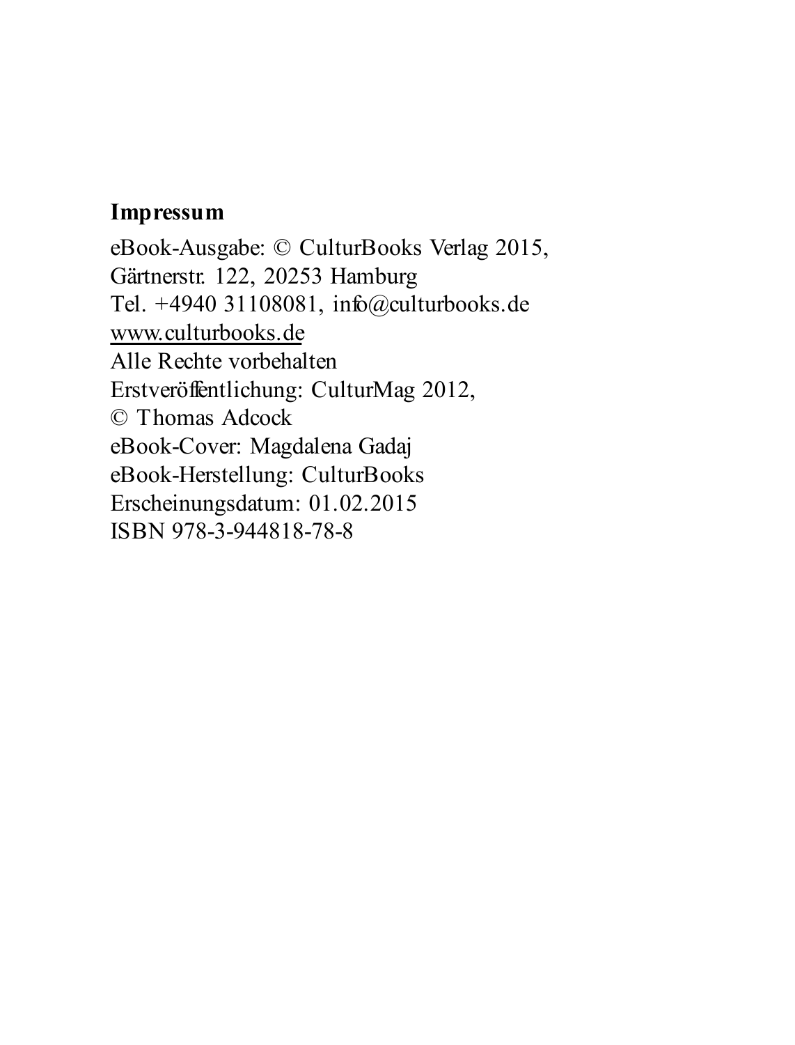**Impressum**

eBook-Ausgabe: © CulturBooks Verlag 2015,
Gärtnerstr. 122, 20253 Hamburg
Tel. +4940 31108081, info@culturbooks.de
www.culturbooks.de
Alle Rechte vorbehalten
Erstveröffentlichung: CulturMag 2012,
© Thomas Adcock
eBook-Cover: Magdalena Gadaj
eBook-Herstellung: CulturBooks
Erscheinungsdatum: 01.02.2015
ISBN 978-3-944818-78-8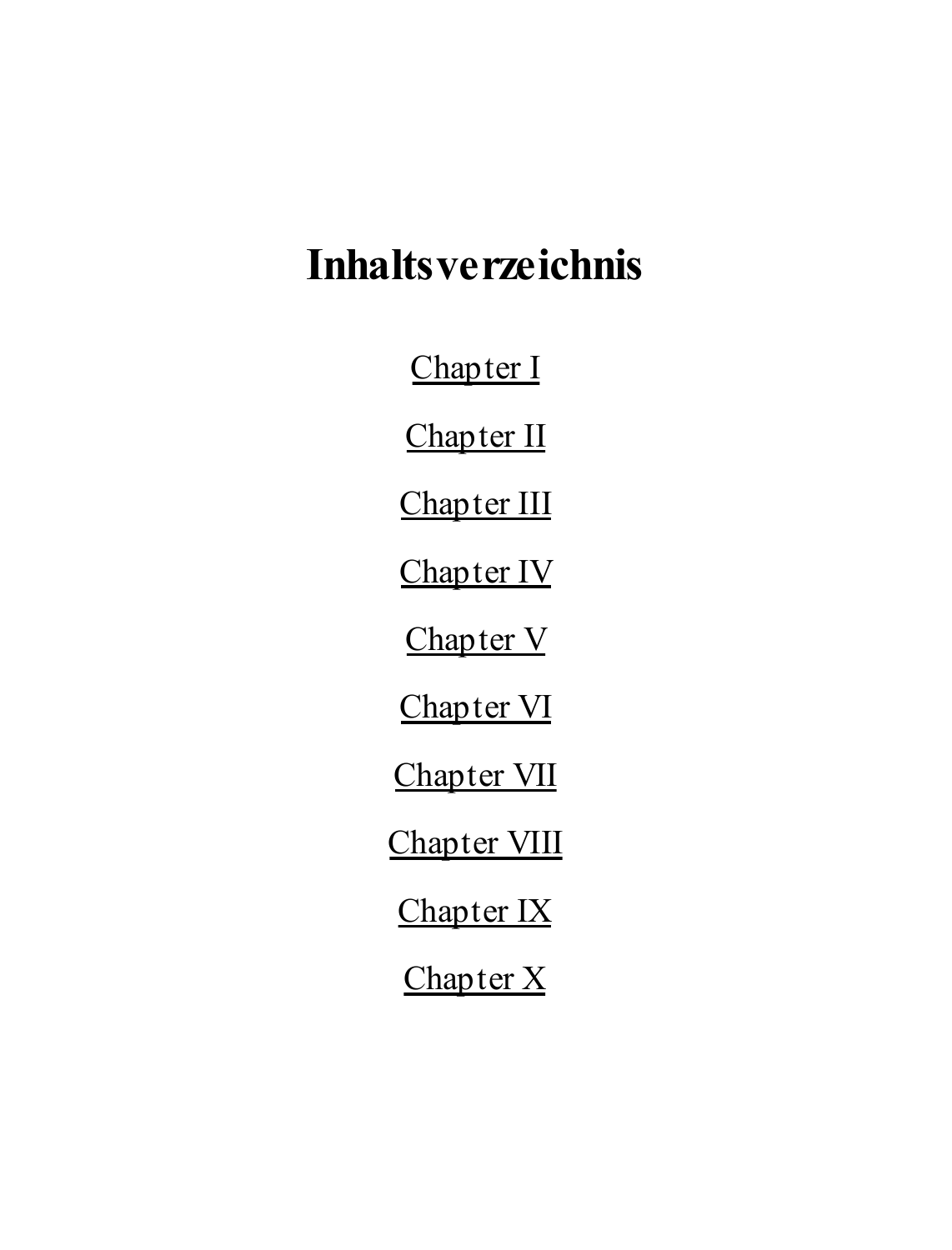# Inhaltsverzeichnis

Chapter I

Chapter II

Chapter III

Chapter IV

Chapter V

Chapter VI

Chapter VII

Chapter VIII

Chapter IX

Chapter X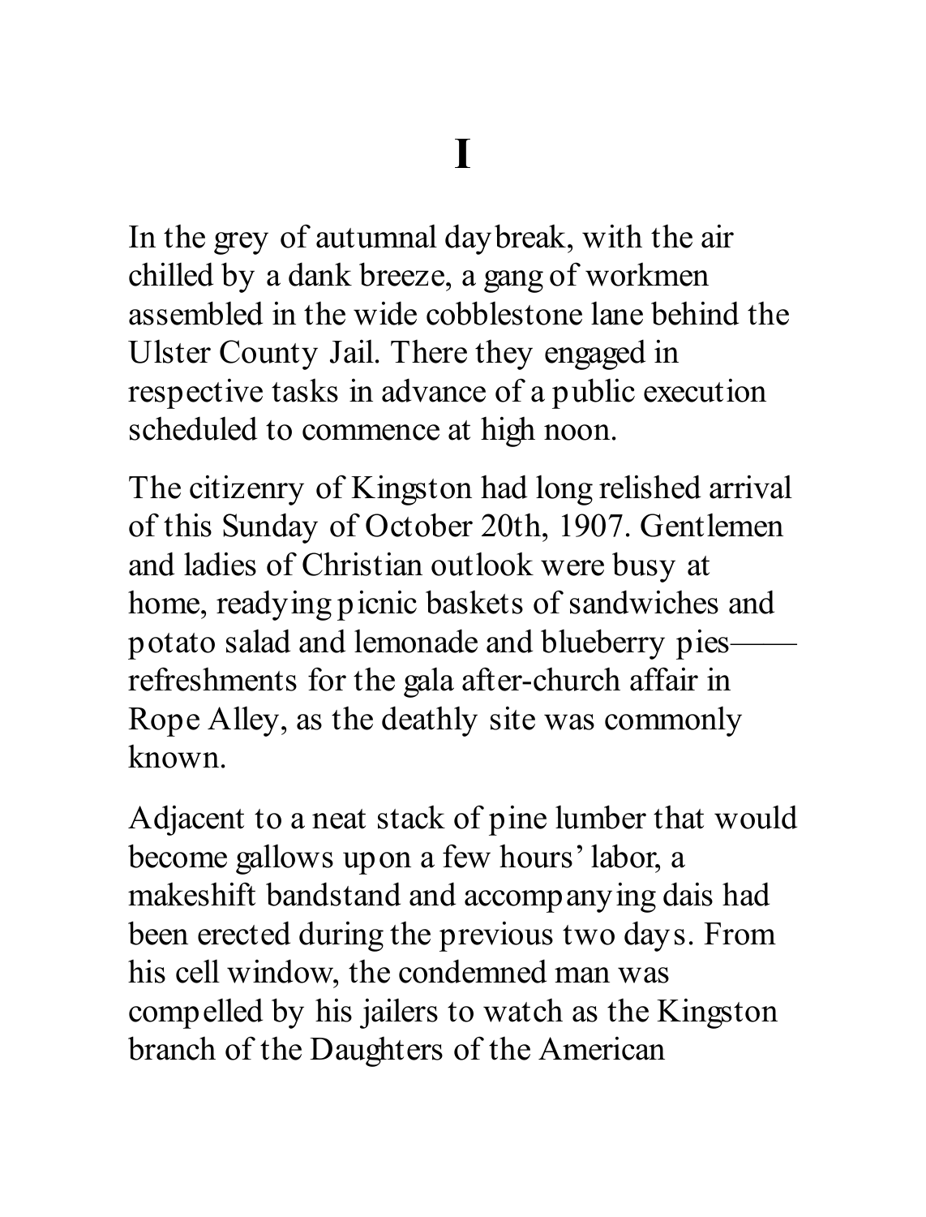# I

In the grey of autumnal daybreak, with the air chilled by a dank breeze, a gang of workmen assembled in the wide cobblestone lane behind the Ulster County Jail. There they engaged in respective tasks in advance of a public execution scheduled to commence at high noon.

The citizenry of Kingston had long relished arrival of this Sunday of October 20th, 1907. Gentlemen and ladies of Christian outlook were busy at home, readying picnic baskets of sandwiches and potato salad and lemonade and blueberry pies——refreshments for the gala after-church affair in Rope Alley, as the deathly site was commonly known.

Adjacent to a neat stack of pine lumber that would become gallows upon a few hours' labor, a makeshift bandstand and accompanying dais had been erected during the previous two days. From his cell window, the condemned man was compelled by his jailers to watch as the Kingston branch of the Daughters of the American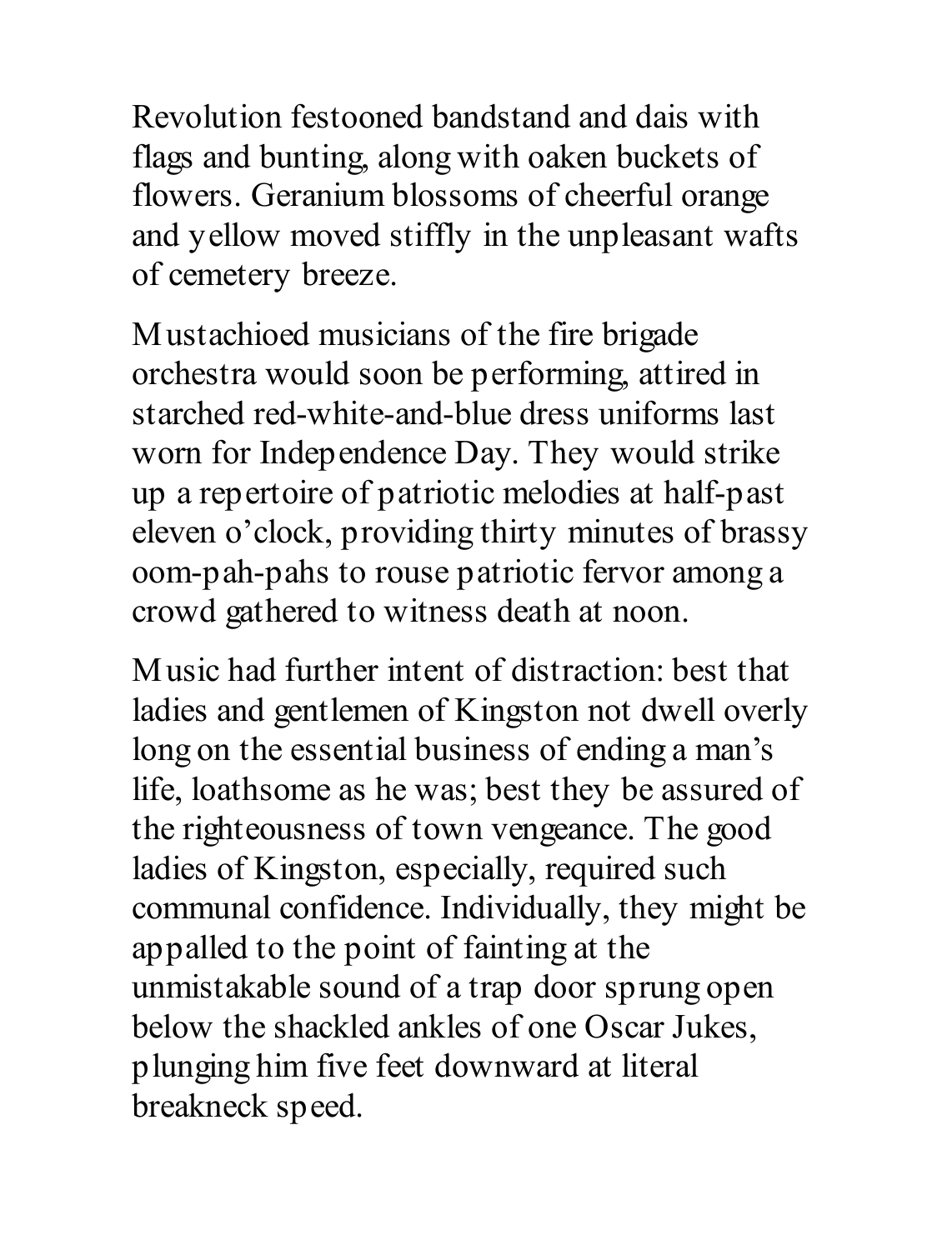Revolution festooned bandstand and dais with flags and bunting, along with oaken buckets of flowers. Geranium blossoms of cheerful orange and yellow moved stiffly in the unpleasant wafts of cemetery breeze.

Mustachioed musicians of the fire brigade orchestra would soon be performing, attired in starched red-white-and-blue dress uniforms last worn for Independence Day. They would strike up a repertoire of patriotic melodies at half-past eleven o'clock, providing thirty minutes of brassy oom-pah-pahs to rouse patriotic fervor among a crowd gathered to witness death at noon.

Music had further intent of distraction: best that ladies and gentlemen of Kingston not dwell overly long on the essential business of ending a man's life, loathsome as he was; best they be assured of the righteousness of town vengeance. The good ladies of Kingston, especially, required such communal confidence. Individually, they might be appalled to the point of fainting at the unmistakable sound of a trap door sprung open below the shackled ankles of one Oscar Jukes, plunging him five feet downward at literal breakneck speed.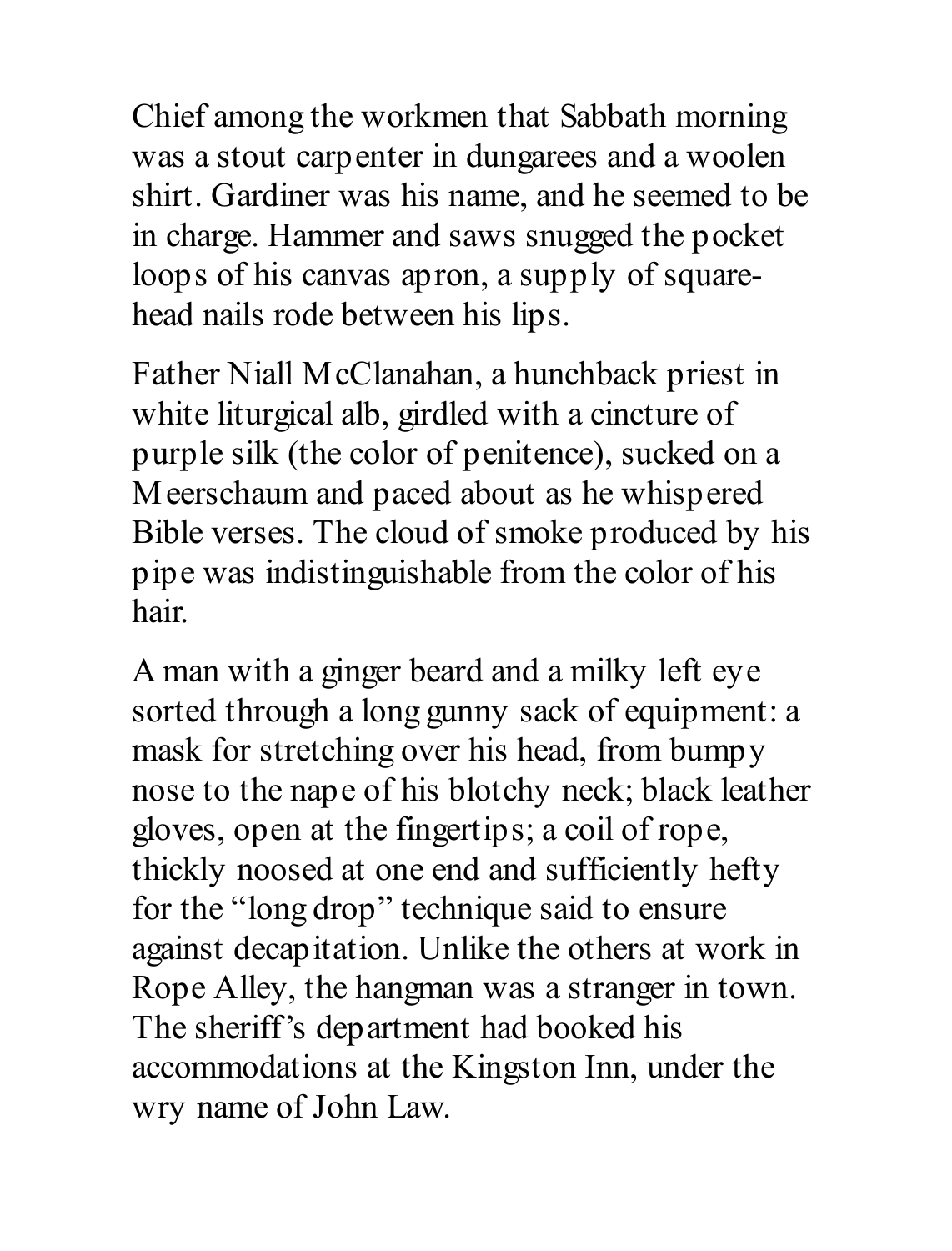Chief among the workmen that Sabbath morning was a stout carpenter in dungarees and a woolen shirt. Gardiner was his name, and he seemed to be in charge. Hammer and saws snugged the pocket loops of his canvas apron, a supply of square-head nails rode between his lips.

Father Niall McClanahan, a hunchback priest in white liturgical alb, girdled with a cincture of purple silk (the color of penitence), sucked on a Meerschaum and paced about as he whispered Bible verses. The cloud of smoke produced by his pipe was indistinguishable from the color of his hair.

A man with a ginger beard and a milky left eye sorted through a long gunny sack of equipment: a mask for stretching over his head, from bumpy nose to the nape of his blotchy neck; black leather gloves, open at the fingertips; a coil of rope, thickly noosed at one end and sufficiently hefty for the "long drop" technique said to ensure against decapitation. Unlike the others at work in Rope Alley, the hangman was a stranger in town. The sheriff's department had booked his accommodations at the Kingston Inn, under the wry name of John Law.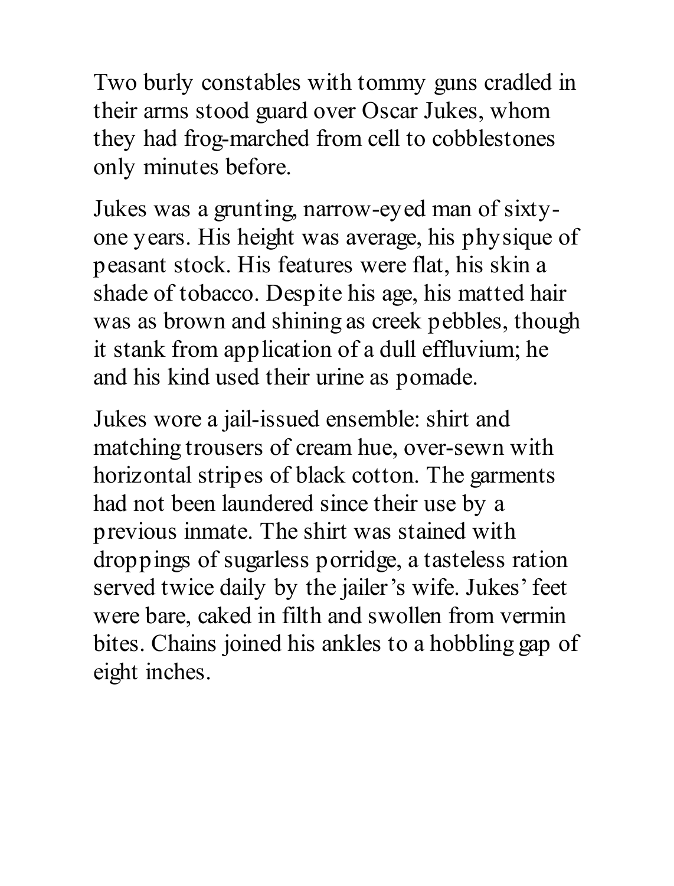Two burly constables with tommy guns cradled in their arms stood guard over Oscar Jukes, whom they had frog-marched from cell to cobblestones only minutes before.

Jukes was a grunting, narrow-eyed man of sixty-one years. His height was average, his physique of peasant stock. His features were flat, his skin a shade of tobacco. Despite his age, his matted hair was as brown and shining as creek pebbles, though it stank from application of a dull effluvium; he and his kind used their urine as pomade.

Jukes wore a jail-issued ensemble: shirt and matching trousers of cream hue, over-sewn with horizontal stripes of black cotton. The garments had not been laundered since their use by a previous inmate. The shirt was stained with droppings of sugarless porridge, a tasteless ration served twice daily by the jailer's wife. Jukes' feet were bare, caked in filth and swollen from vermin bites. Chains joined his ankles to a hobbling gap of eight inches.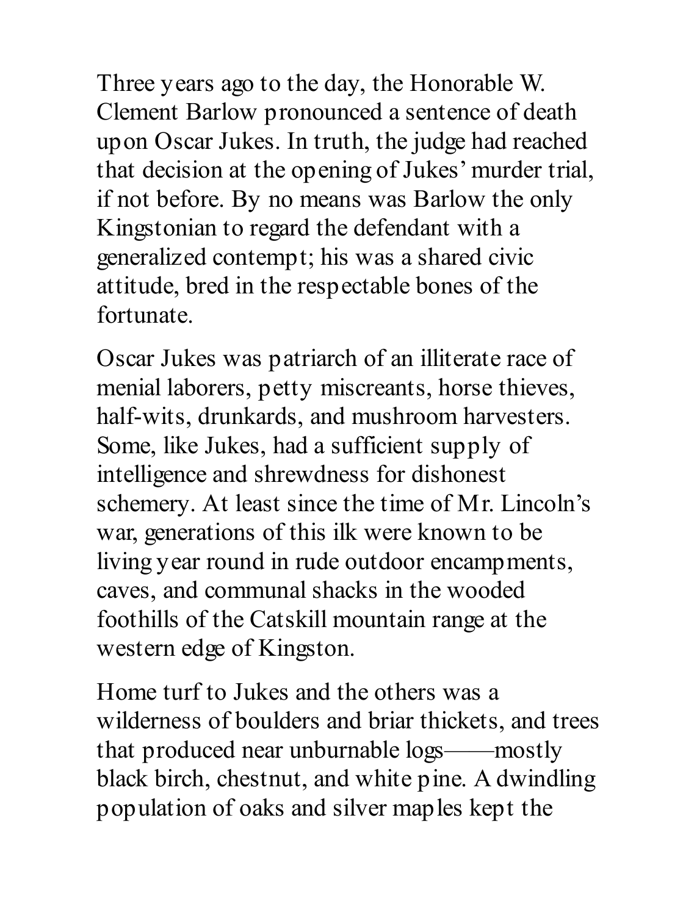Three years ago to the day, the Honorable W. Clement Barlow pronounced a sentence of death upon Oscar Jukes. In truth, the judge had reached that decision at the opening of Jukes' murder trial, if not before. By no means was Barlow the only Kingstonian to regard the defendant with a generalized contempt; his was a shared civic attitude, bred in the respectable bones of the fortunate.

Oscar Jukes was patriarch of an illiterate race of menial laborers, petty miscreants, horse thieves, half-wits, drunkards, and mushroom harvesters. Some, like Jukes, had a sufficient supply of intelligence and shrewdness for dishonest schemery. At least since the time of Mr. Lincoln's war, generations of this ilk were known to be living year round in rude outdoor encampments, caves, and communal shacks in the wooded foothills of the Catskill mountain range at the western edge of Kingston.

Home turf to Jukes and the others was a wilderness of boulders and briar thickets, and trees that produced near unburnable logs——mostly black birch, chestnut, and white pine. A dwindling population of oaks and silver maples kept the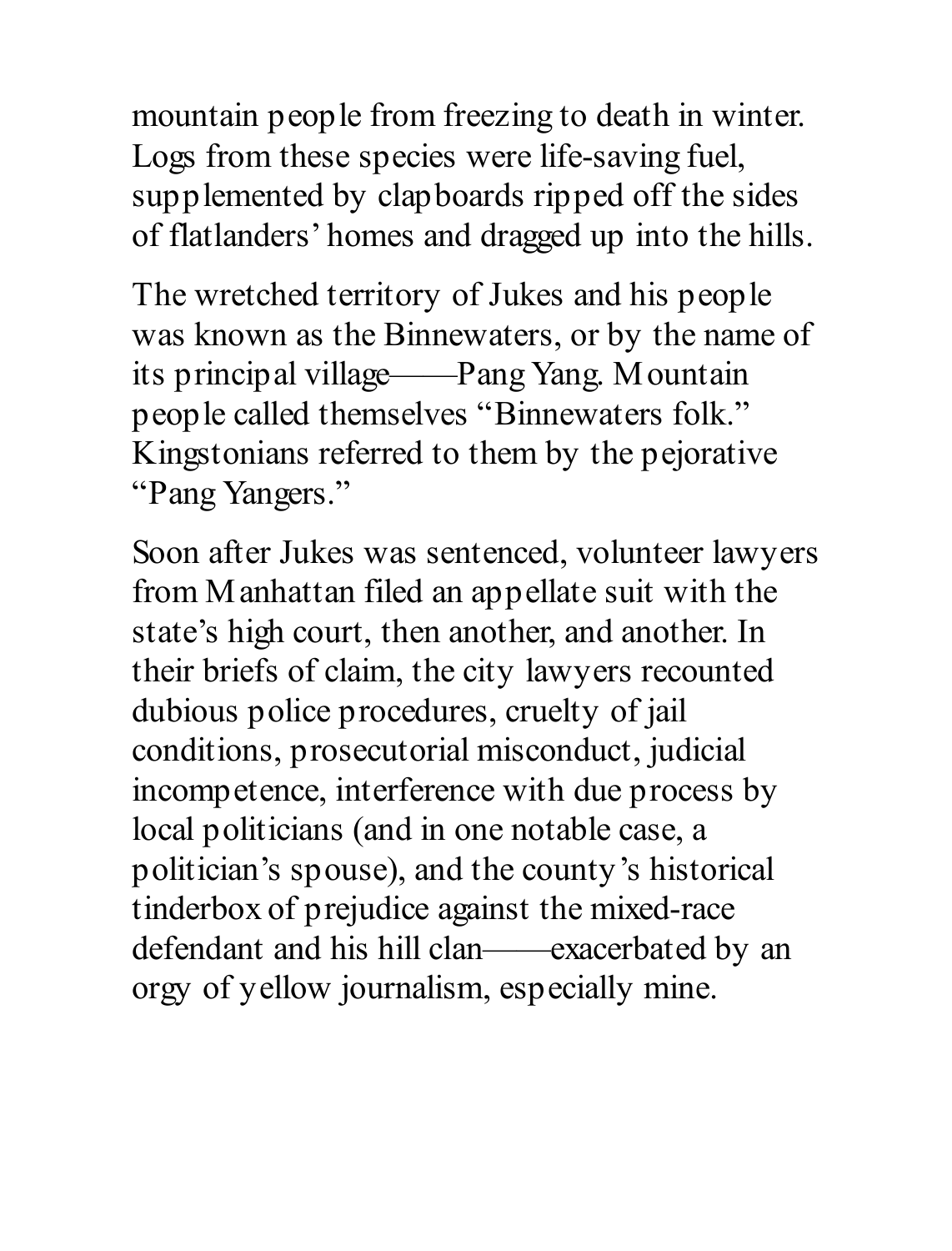mountain people from freezing to death in winter. Logs from these species were life-saving fuel, supplemented by clapboards ripped off the sides of flatlanders' homes and dragged up into the hills.

The wretched territory of Jukes and his people was known as the Binnewaters, or by the name of its principal village——Pang Yang. Mountain people called themselves "Binnewaters folk." Kingstonians referred to them by the pejorative "Pang Yangers."

Soon after Jukes was sentenced, volunteer lawyers from Manhattan filed an appellate suit with the state's high court, then another, and another. In their briefs of claim, the city lawyers recounted dubious police procedures, cruelty of jail conditions, prosecutorial misconduct, judicial incompetence, interference with due process by local politicians (and in one notable case, a politician's spouse), and the county's historical tinderbox of prejudice against the mixed-race defendant and his hill clan——exacerbated by an orgy of yellow journalism, especially mine.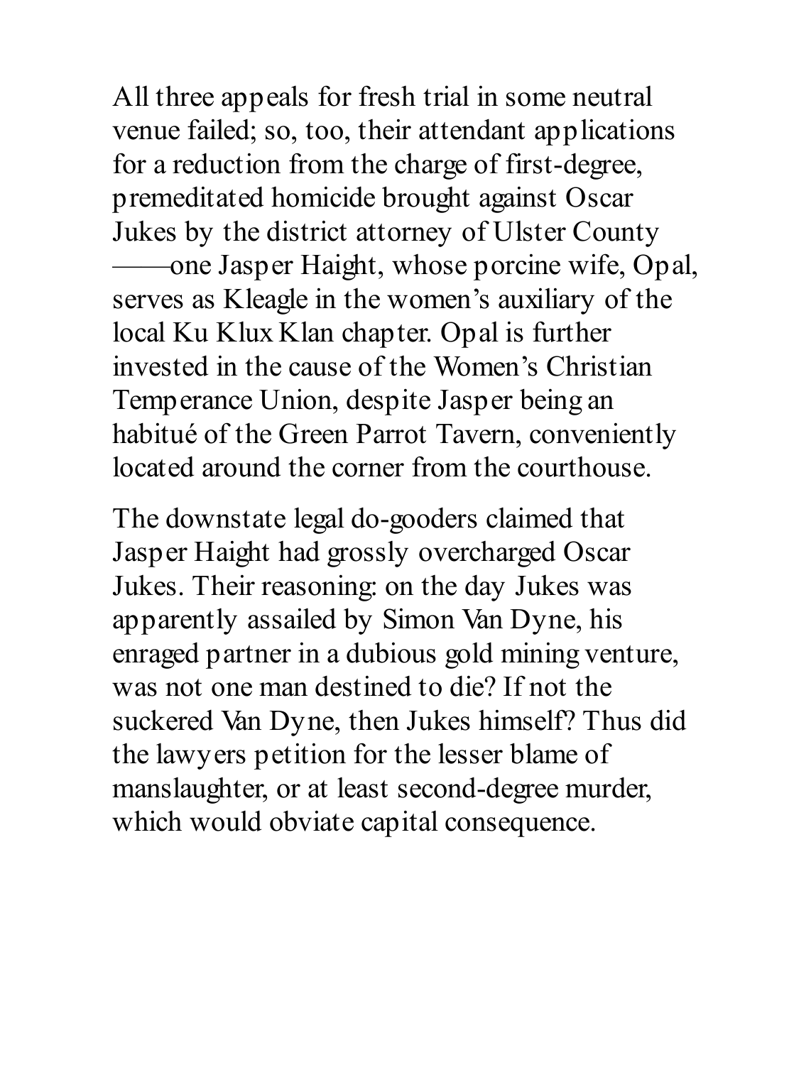All three appeals for fresh trial in some neutral venue failed; so, too, their attendant applications for a reduction from the charge of first-degree, premeditated homicide brought against Oscar Jukes by the district attorney of Ulster County——one Jasper Haight, whose porcine wife, Opal, serves as Kleagle in the women's auxiliary of the local Ku Klux Klan chapter. Opal is further invested in the cause of the Women's Christian Temperance Union, despite Jasper being an habitué of the Green Parrot Tavern, conveniently located around the corner from the courthouse.

The downstate legal do-gooders claimed that Jasper Haight had grossly overcharged Oscar Jukes. Their reasoning: on the day Jukes was apparently assailed by Simon Van Dyne, his enraged partner in a dubious gold mining venture, was not one man destined to die? If not the suckered Van Dyne, then Jukes himself? Thus did the lawyers petition for the lesser blame of manslaughter, or at least second-degree murder, which would obviate capital consequence.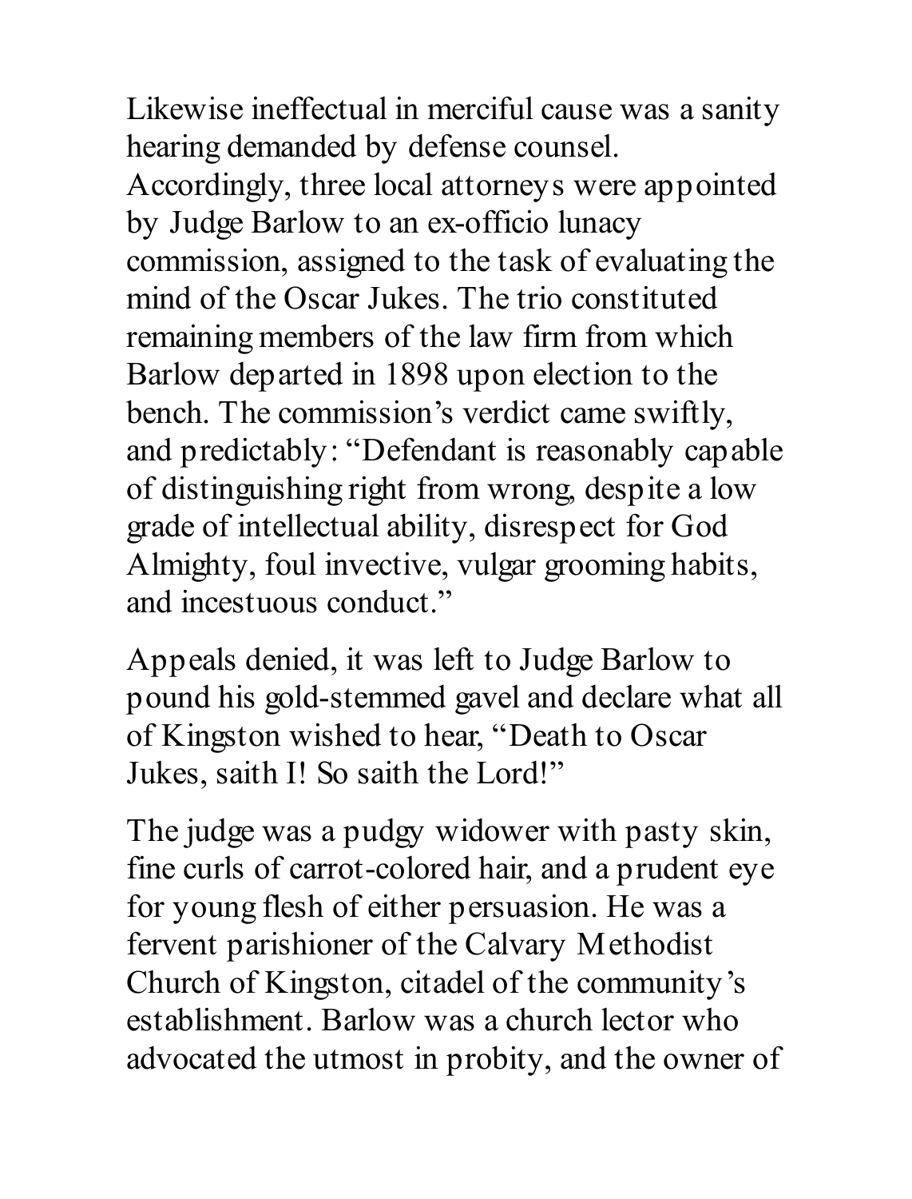Likewise ineffectual in merciful cause was a sanity hearing demanded by defense counsel. Accordingly, three local attorneys were appointed by Judge Barlow to an ex-officio lunacy commission, assigned to the task of evaluating the mind of the Oscar Jukes. The trio constituted remaining members of the law firm from which Barlow departed in 1898 upon election to the bench. The commission's verdict came swiftly, and predictably: "Defendant is reasonably capable of distinguishing right from wrong, despite a low grade of intellectual ability, disrespect for God Almighty, foul invective, vulgar grooming habits, and incestuous conduct."

Appeals denied, it was left to Judge Barlow to pound his gold-stemmed gavel and declare what all of Kingston wished to hear, "Death to Oscar Jukes, saith I! So saith the Lord!"

The judge was a pudgy widower with pasty skin, fine curls of carrot-colored hair, and a prudent eye for young flesh of either persuasion. He was a fervent parishioner of the Calvary Methodist Church of Kingston, citadel of the community's establishment. Barlow was a church lector who advocated the utmost in probity, and the owner of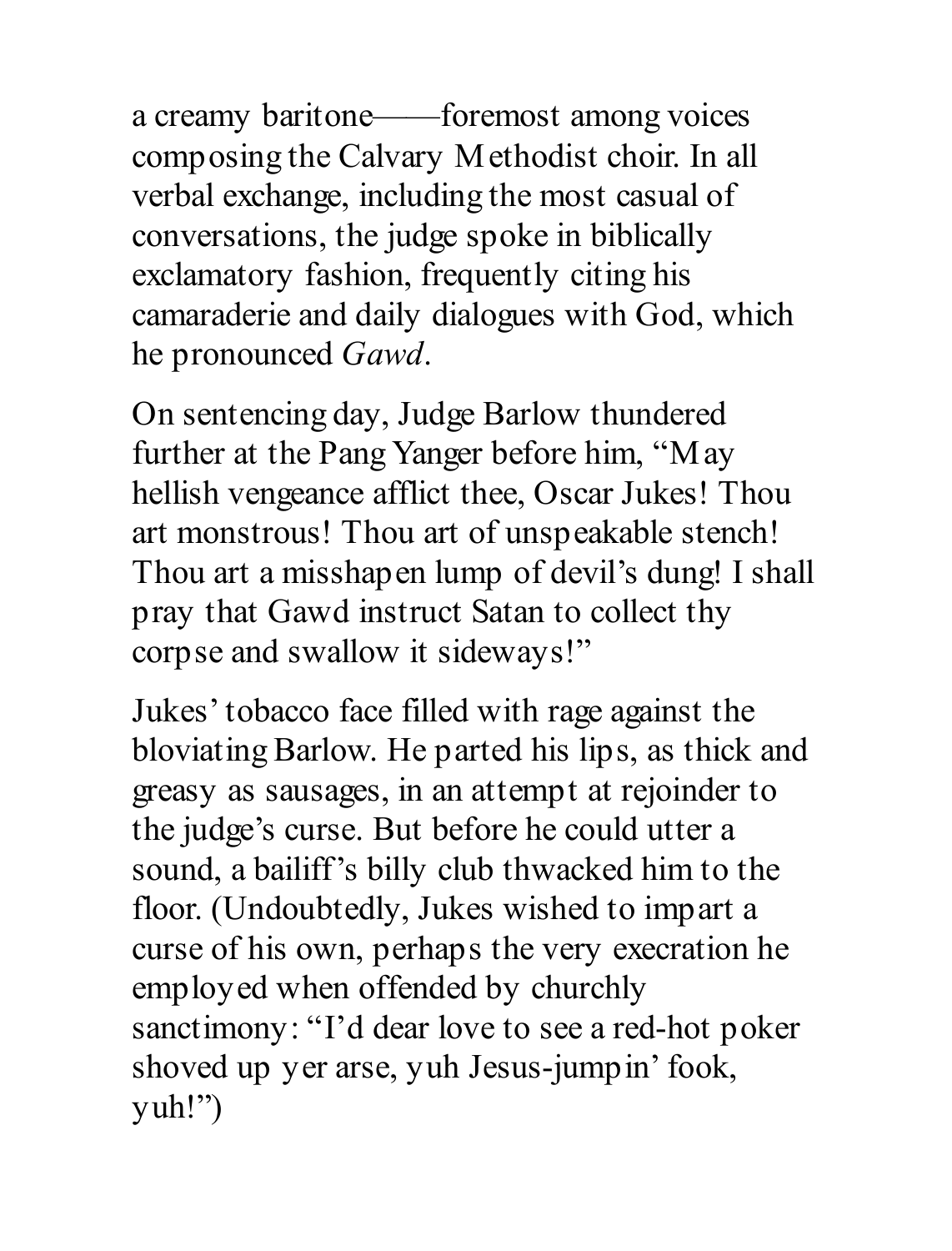a creamy baritone——foremost among voices composing the Calvary Methodist choir. In all verbal exchange, including the most casual of conversations, the judge spoke in biblically exclamatory fashion, frequently citing his camaraderie and daily dialogues with God, which he pronounced *Gawd*.

On sentencing day, Judge Barlow thundered further at the Pang Yanger before him, "May hellish vengeance afflict thee, Oscar Jukes! Thou art monstrous! Thou art of unspeakable stench! Thou art a misshapen lump of devil's dung! I shall pray that Gawd instruct Satan to collect thy corpse and swallow it sideways!"

Jukes' tobacco face filled with rage against the bloviating Barlow. He parted his lips, as thick and greasy as sausages, in an attempt at rejoinder to the judge's curse. But before he could utter a sound, a bailiff's billy club thwacked him to the floor. (Undoubtedly, Jukes wished to impart a curse of his own, perhaps the very execration he employed when offended by churchly sanctimony: "I'd dear love to see a red-hot poker shoved up yer arse, yuh Jesus-jumpin' fook, yuh!")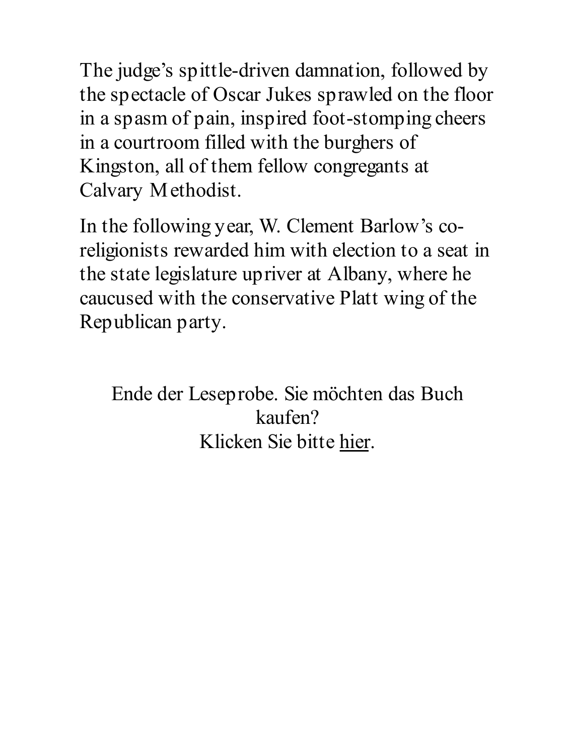The judge's spittle-driven damnation, followed by the spectacle of Oscar Jukes sprawled on the floor in a spasm of pain, inspired foot-stomping cheers in a courtroom filled with the burghers of Kingston, all of them fellow congregants at Calvary Methodist.

In the following year, W. Clement Barlow's co-religionists rewarded him with election to a seat in the state legislature upriver at Albany, where he caucused with the conservative Platt wing of the Republican party.

Ende der Leseprobe. Sie möchten das Buch kaufen?
Klicken Sie bitte hier.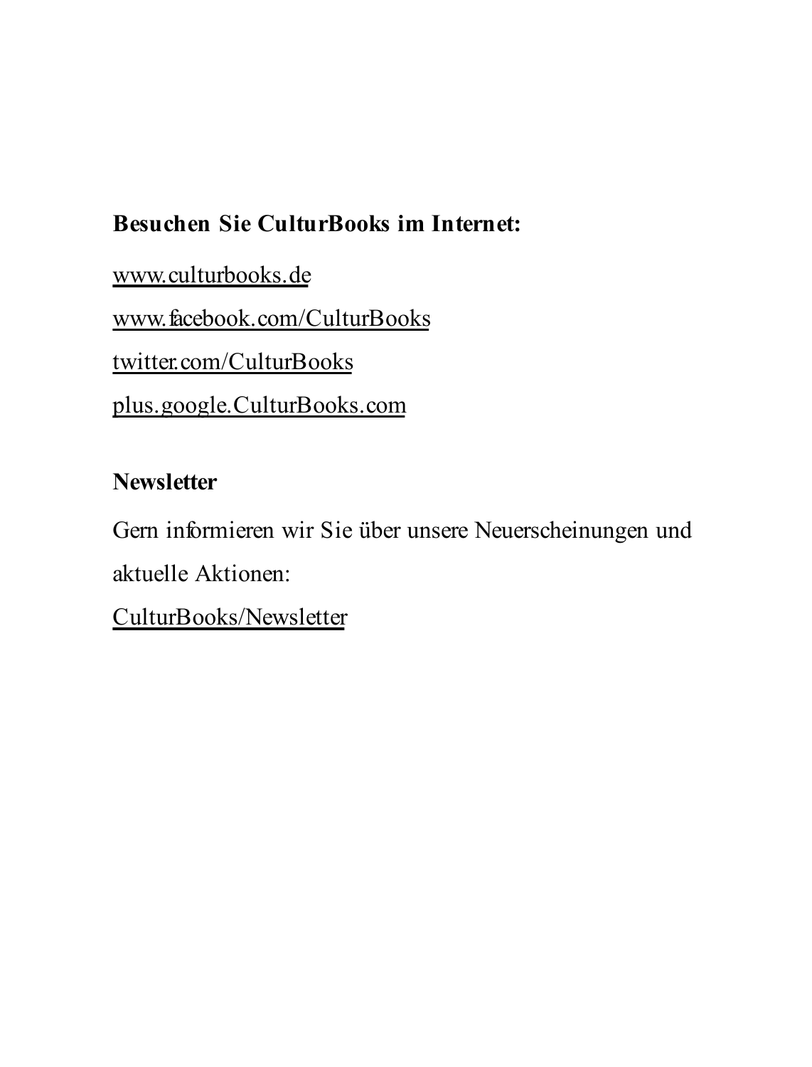**Besuchen Sie CulturBooks im Internet:**

www.culturbooks.de

www.facebook.com/CulturBooks

twitter.com/CulturBooks

plus.google.CulturBooks.com

**Newsletter**

Gern informieren wir Sie über unsere Neuerscheinungen und aktuelle Aktionen:

CulturBooks/Newsletter